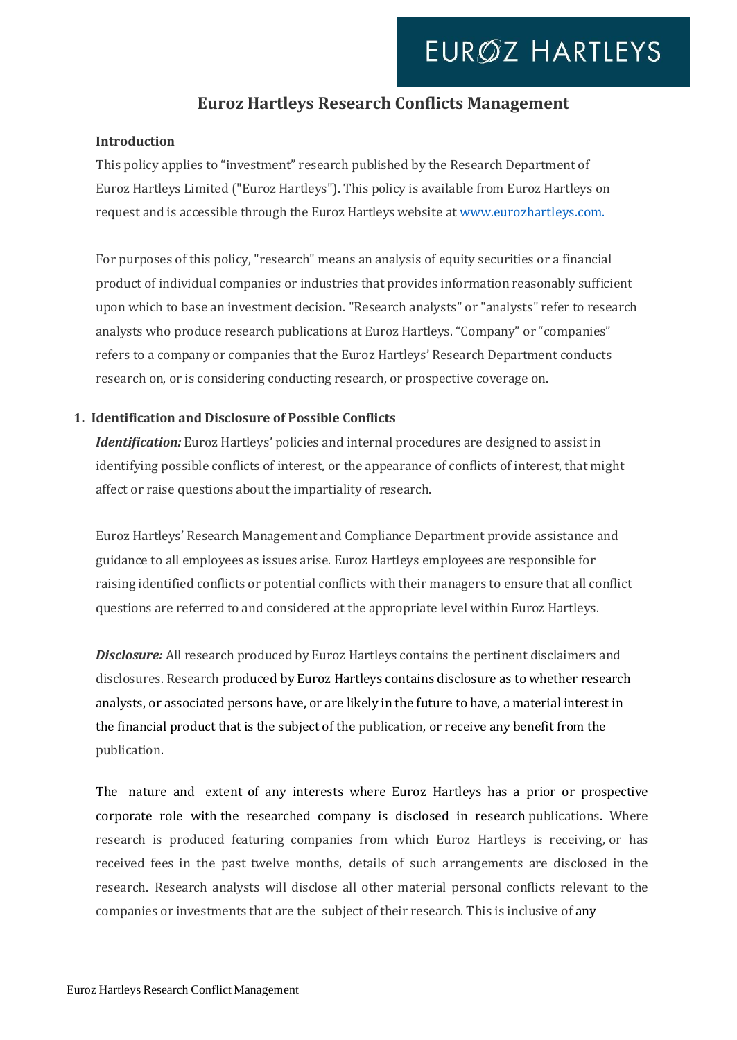# Euroz Hartleys Research Conflicts Management

## Introduction

This policy applies to "investment" research published by the Research Department of Euroz Hartleys Limited ("Euroz Hartleys"). This policy is available from Euroz Hartleys on request and is accessible through the Euroz Hartleys website at [www.eurozhartleys.com.](www.eurozhartleys.com)

For purposes of this policy, "research" means an analysis of equity securities or a financial product of individual companies or industries that provides information reasonably sufficient upon which to base an investment decision. "Research analysts" or "analysts" refer to research analysts who produce research publications at Euroz Hartleys. "Company" or "companies" refers to a company or companies that the Euroz Hartleys' Research Department conducts research on, or is considering conducting research, or prospective coverage on.

## 1. Identification and Disclosure of Possible Conflicts

***Identification:*** Euroz Hartleys' policies and internal procedures are designed to assist in identifying possible conflicts of interest, or the appearance of conflicts of interest, that might affect or raise questions about the impartiality of research.

Euroz Hartleys' Research Management and Compliance Department provide assistance and guidance to all employees as issues arise. Euroz Hartleys employees are responsible for raising identified conflicts or potential conflicts with their managers to ensure that all conflict questions are referred to and considered at the appropriate level within Euroz Hartleys.

***Disclosure:*** All research produced by Euroz Hartleys contains the pertinent disclaimers and disclosures. Research produced by Euroz Hartleys contains disclosure as to whether research analysts, or associated persons have, or are likely in the future to have, a material interest in the financial product that is the subject of the publication, or receive any benefit from the publication.

The nature and extent of any interests where Euroz Hartleys has a prior or prospective corporate role with the researched company is disclosed in research publications. Where research is produced featuring companies from which Euroz Hartleys is receiving, or has received fees in the past twelve months, details of such arrangements are disclosed in the research. Research analysts will disclose all other material personal conflicts relevant to the companies or investments that are the subject of their research. This is inclusive of any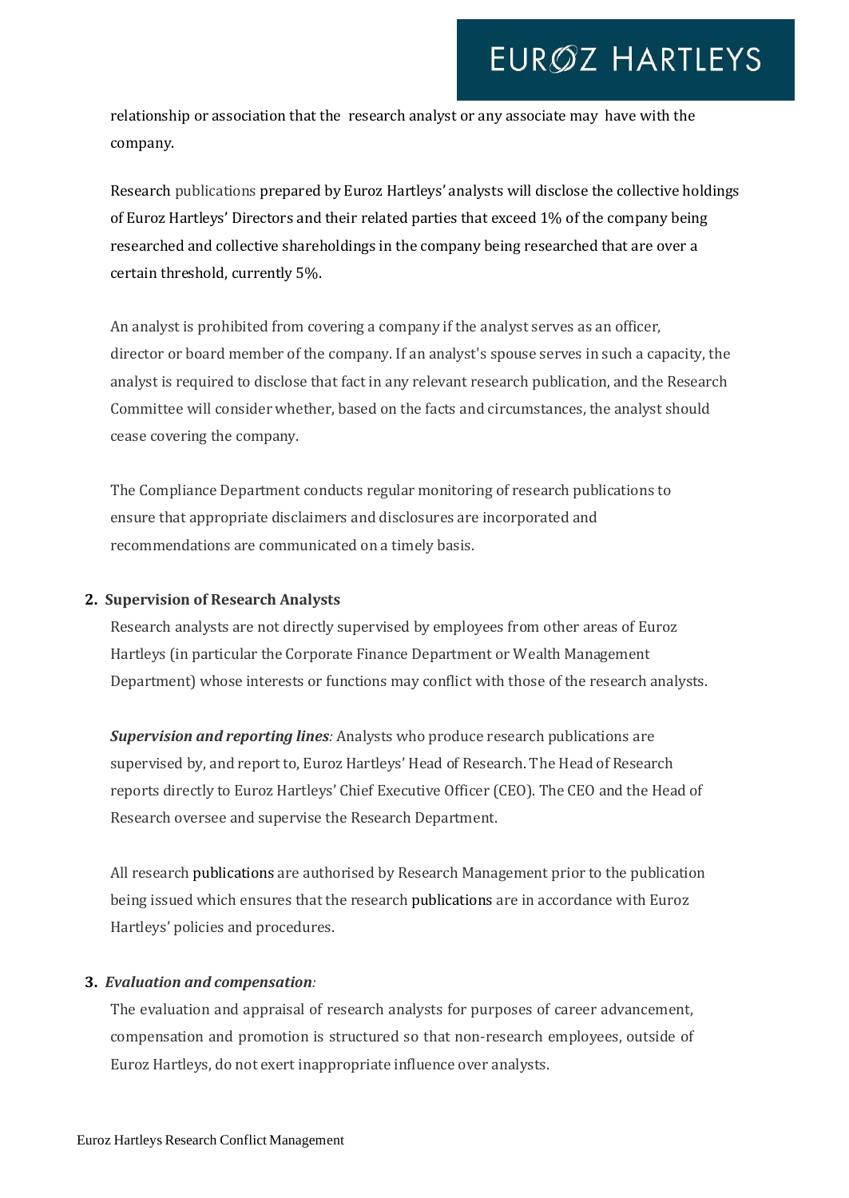relationship or association that the research analyst or any associate may have with the company.

Research publications prepared by Euroz Hartleys' analysts will disclose the collective holdings of Euroz Hartleys' Directors and their related parties that exceed 1% of the company being researched and collective shareholdings in the company being researched that are over a certain threshold, currently 5%.

An analyst is prohibited from covering a company if the analyst serves as an officer, director or board member of the company. If an analyst's spouse serves in such a capacity, the analyst is required to disclose that fact in any relevant research publication, and the Research Committee will consider whether, based on the facts and circumstances, the analyst should cease covering the company.

The Compliance Department conducts regular monitoring of research publications to ensure that appropriate disclaimers and disclosures are incorporated and recommendations are communicated on a timely basis.

**2. Supervision of Research Analysts**

Research analysts are not directly supervised by employees from other areas of Euroz Hartleys (in particular the Corporate Finance Department or Wealth Management Department) whose interests or functions may conflict with those of the research analysts.

***Supervision and reporting lines****:* Analysts who produce research publications are supervised by, and report to, Euroz Hartleys' Head of Research. The Head of Research reports directly to Euroz Hartleys' Chief Executive Officer (CEO). The CEO and the Head of Research oversee and supervise the Research Department.

All research publications are authorised by Research Management prior to the publication being issued which ensures that the research publications are in accordance with Euroz Hartleys' policies and procedures.

**3.** ***Evaluation and compensation****:*

The evaluation and appraisal of research analysts for purposes of career advancement, compensation and promotion is structured so that non-research employees, outside of Euroz Hartleys, do not exert inappropriate influence over analysts.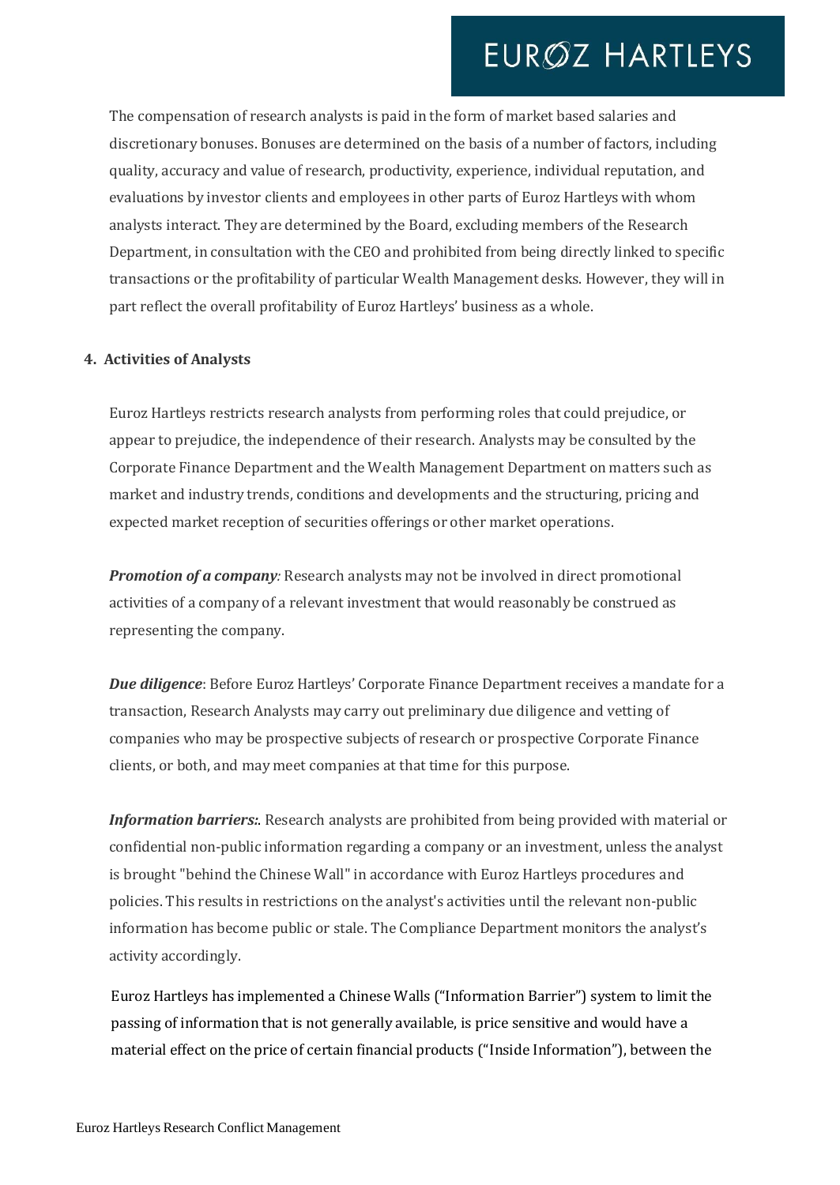The compensation of research analysts is paid in the form of market based salaries and discretionary bonuses. Bonuses are determined on the basis of a number of factors, including quality, accuracy and value of research, productivity, experience, individual reputation, and evaluations by investor clients and employees in other parts of Euroz Hartleys with whom analysts interact. They are determined by the Board, excluding members of the Research Department, in consultation with the CEO and prohibited from being directly linked to specific transactions or the profitability of particular Wealth Management desks. However, they will in part reflect the overall profitability of Euroz Hartleys' business as a whole.

## 4. Activities of Analysts

Euroz Hartleys restricts research analysts from performing roles that could prejudice, or appear to prejudice, the independence of their research. Analysts may be consulted by the Corporate Finance Department and the Wealth Management Department on matters such as market and industry trends, conditions and developments and the structuring, pricing and expected market reception of securities offerings or other market operations.

***Promotion of a company**:* Research analysts may not be involved in direct promotional activities of a company of a relevant investment that would reasonably be construed as representing the company.

***Due diligence***: Before Euroz Hartleys' Corporate Finance Department receives a mandate for a transaction, Research Analysts may carry out preliminary due diligence and vetting of companies who may be prospective subjects of research or prospective Corporate Finance clients, or both, and may meet companies at that time for this purpose.

***Information barriers:***. Research analysts are prohibited from being provided with material or confidential non-public information regarding a company or an investment, unless the analyst is brought "behind the Chinese Wall" in accordance with Euroz Hartleys procedures and policies. This results in restrictions on the analyst's activities until the relevant non-public information has become public or stale. The Compliance Department monitors the analyst's activity accordingly.

Euroz Hartleys has implemented a Chinese Walls ("Information Barrier") system to limit the passing of information that is not generally available, is price sensitive and would have a material effect on the price of certain financial products ("Inside Information"), between the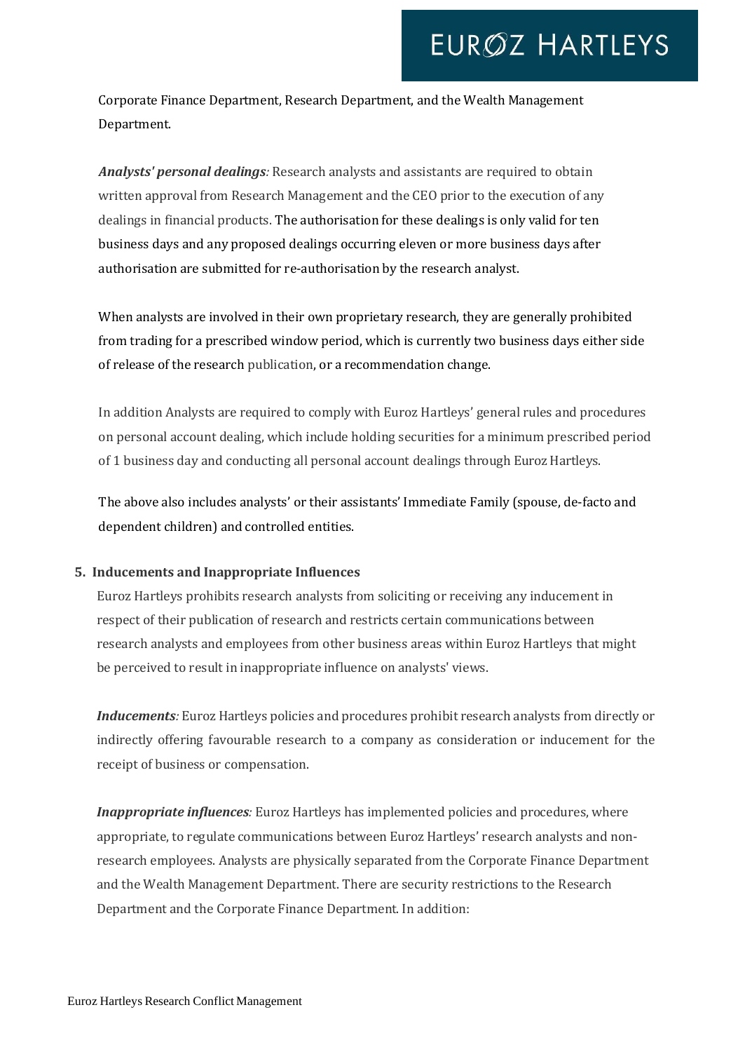Corporate Finance Department, Research Department, and the Wealth Management Department.

***Analysts' personal dealings**:* Research analysts and assistants are required to obtain written approval from Research Management and the CEO prior to the execution of any dealings in financial products. The authorisation for these dealings is only valid for ten business days and any proposed dealings occurring eleven or more business days after authorisation are submitted for re-authorisation by the research analyst.

When analysts are involved in their own proprietary research, they are generally prohibited from trading for a prescribed window period, which is currently two business days either side of release of the research publication, or a recommendation change.

In addition Analysts are required to comply with Euroz Hartleys' general rules and procedures on personal account dealing, which include holding securities for a minimum prescribed period of 1 business day and conducting all personal account dealings through Euroz Hartleys.

The above also includes analysts' or their assistants' Immediate Family (spouse, de-facto and dependent children) and controlled entities.

## 5. Inducements and Inappropriate Influences

Euroz Hartleys prohibits research analysts from soliciting or receiving any inducement in respect of their publication of research and restricts certain communications between research analysts and employees from other business areas within Euroz Hartleys that might be perceived to result in inappropriate influence on analysts' views.

***Inducements**:* Euroz Hartleys policies and procedures prohibit research analysts from directly or indirectly offering favourable research to a company as consideration or inducement for the receipt of business or compensation.

***Inappropriate influences**:* Euroz Hartleys has implemented policies and procedures, where appropriate, to regulate communications between Euroz Hartleys' research analysts and non-research employees. Analysts are physically separated from the Corporate Finance Department and the Wealth Management Department. There are security restrictions to the Research Department and the Corporate Finance Department. In addition: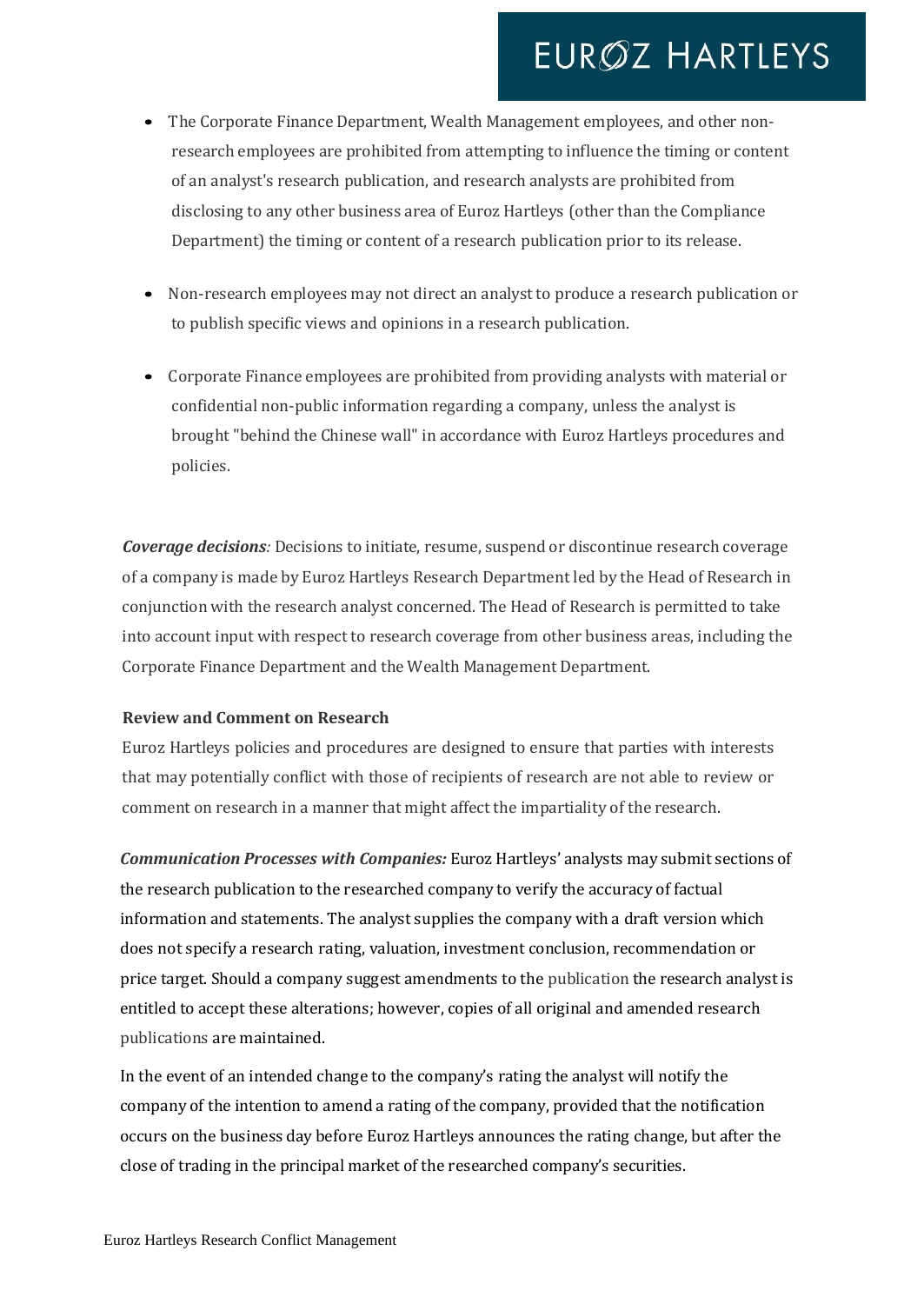- The Corporate Finance Department, Wealth Management employees, and other non-research employees are prohibited from attempting to influence the timing or content of an analyst's research publication, and research analysts are prohibited from disclosing to any other business area of Euroz Hartleys (other than the Compliance Department) the timing or content of a research publication prior to its release.

- Non-research employees may not direct an analyst to produce a research publication or to publish specific views and opinions in a research publication.

- Corporate Finance employees are prohibited from providing analysts with material or confidential non-public information regarding a company, unless the analyst is brought "behind the Chinese wall" in accordance with Euroz Hartleys procedures and policies.

***Coverage decisions****:* Decisions to initiate, resume, suspend or discontinue research coverage of a company is made by Euroz Hartleys Research Department led by the Head of Research in conjunction with the research analyst concerned. The Head of Research is permitted to take into account input with respect to research coverage from other business areas, including the Corporate Finance Department and the Wealth Management Department.

**Review and Comment on Research**

Euroz Hartleys policies and procedures are designed to ensure that parties with interests that may potentially conflict with those of recipients of research are not able to review or comment on research in a manner that might affect the impartiality of the research.

***Communication Processes with Companies:*** Euroz Hartleys' analysts may submit sections of the research publication to the researched company to verify the accuracy of factual information and statements. The analyst supplies the company with a draft version which does not specify a research rating, valuation, investment conclusion, recommendation or price target. Should a company suggest amendments to the publication the research analyst is entitled to accept these alterations; however, copies of all original and amended research publications are maintained.

In the event of an intended change to the company's rating the analyst will notify the company of the intention to amend a rating of the company, provided that the notification occurs on the business day before Euroz Hartleys announces the rating change, but after the close of trading in the principal market of the researched company's securities.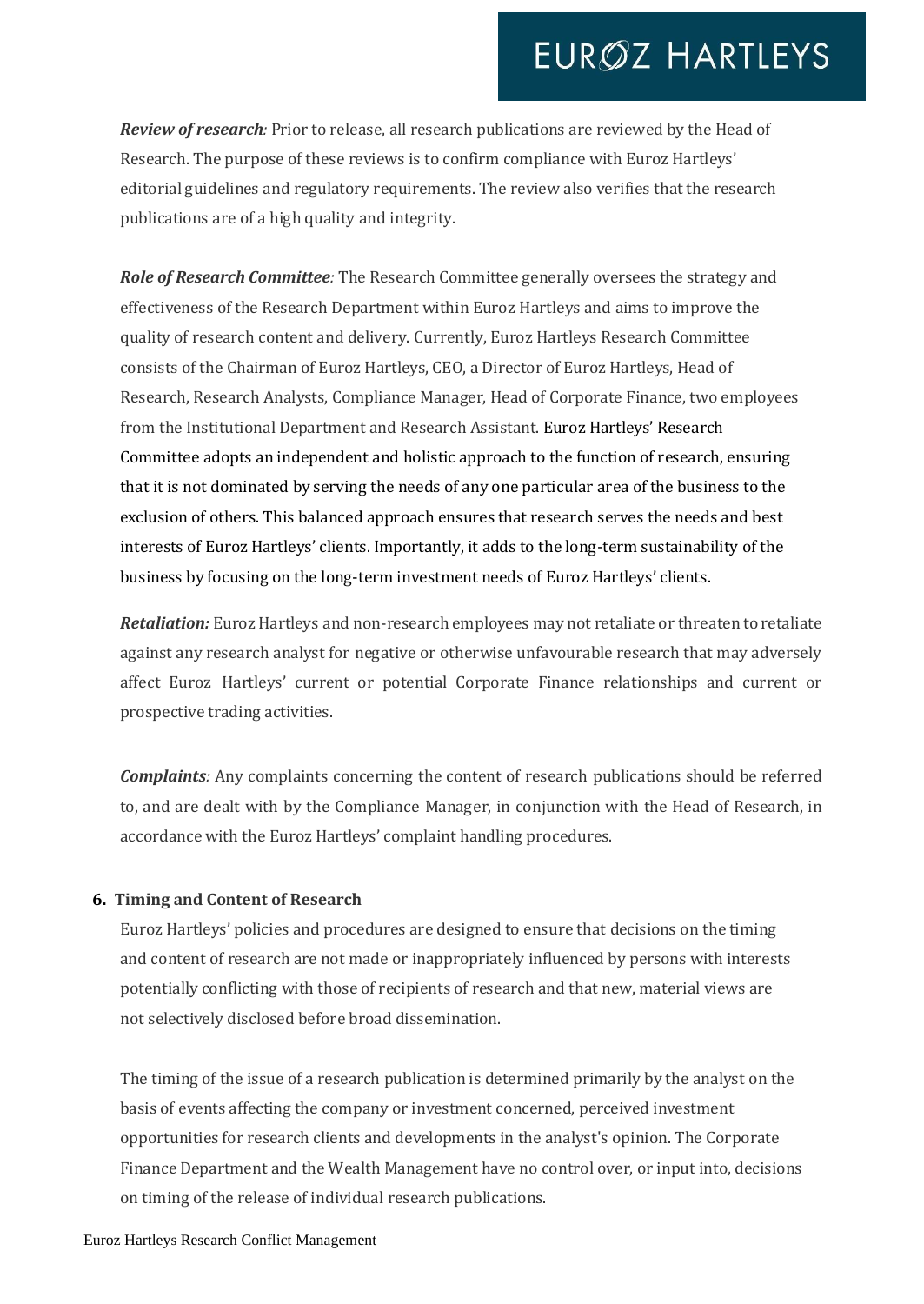***Review of research:*** Prior to release, all research publications are reviewed by the Head of Research. The purpose of these reviews is to confirm compliance with Euroz Hartleys' editorial guidelines and regulatory requirements. The review also verifies that the research publications are of a high quality and integrity.

***Role of Research Committee:*** The Research Committee generally oversees the strategy and effectiveness of the Research Department within Euroz Hartleys and aims to improve the quality of research content and delivery. Currently, Euroz Hartleys Research Committee consists of the Chairman of Euroz Hartleys, CEO, a Director of Euroz Hartleys, Head of Research, Research Analysts, Compliance Manager, Head of Corporate Finance, two employees from the Institutional Department and Research Assistant. Euroz Hartleys' Research Committee adopts an independent and holistic approach to the function of research, ensuring that it is not dominated by serving the needs of any one particular area of the business to the exclusion of others. This balanced approach ensures that research serves the needs and best interests of Euroz Hartleys' clients. Importantly, it adds to the long-term sustainability of the business by focusing on the long-term investment needs of Euroz Hartleys' clients.

***Retaliation:*** Euroz Hartleys and non-research employees may not retaliate or threaten to retaliate against any research analyst for negative or otherwise unfavourable research that may adversely affect Euroz Hartleys' current or potential Corporate Finance relationships and current or prospective trading activities.

***Complaints:*** Any complaints concerning the content of research publications should be referred to, and are dealt with by the Compliance Manager, in conjunction with the Head of Research, in accordance with the Euroz Hartleys' complaint handling procedures.

## 6. Timing and Content of Research

Euroz Hartleys' policies and procedures are designed to ensure that decisions on the timing and content of research are not made or inappropriately influenced by persons with interests potentially conflicting with those of recipients of research and that new, material views are not selectively disclosed before broad dissemination.

The timing of the issue of a research publication is determined primarily by the analyst on the basis of events affecting the company or investment concerned, perceived investment opportunities for research clients and developments in the analyst's opinion. The Corporate Finance Department and the Wealth Management have no control over, or input into, decisions on timing of the release of individual research publications.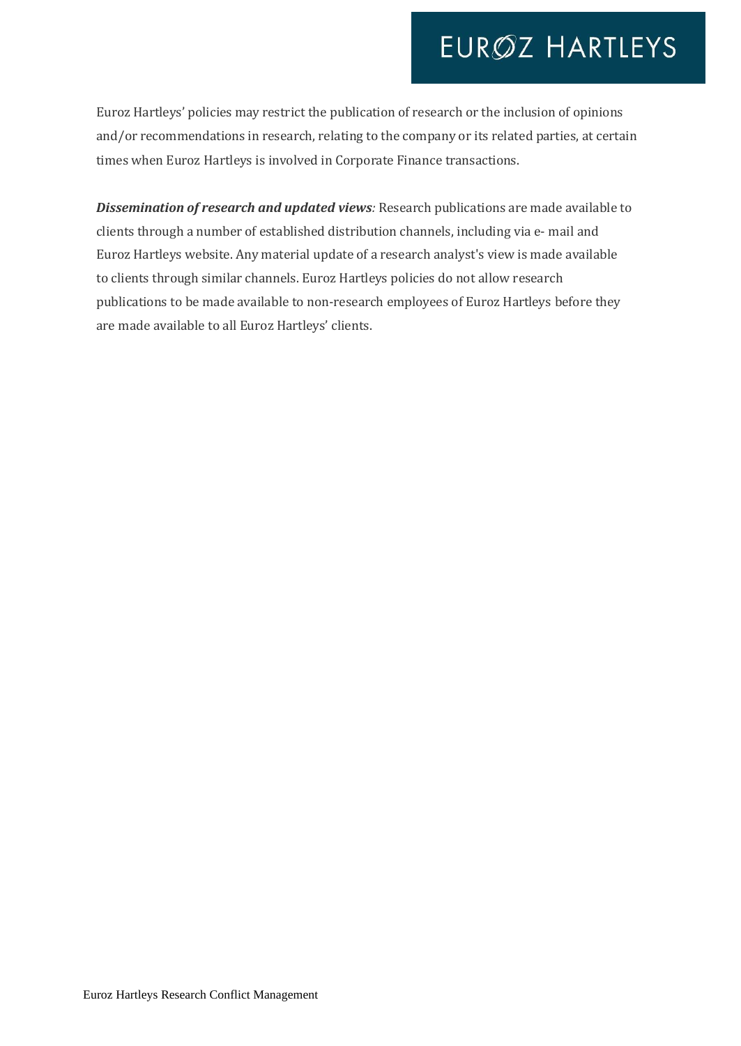Euroz Hartleys' policies may restrict the publication of research or the inclusion of opinions and/or recommendations in research, relating to the company or its related parties, at certain times when Euroz Hartleys is involved in Corporate Finance transactions.

***Dissemination of research and updated views***: Research publications are made available to clients through a number of established distribution channels, including via e- mail and Euroz Hartleys website. Any material update of a research analyst's view is made available to clients through similar channels. Euroz Hartleys policies do not allow research publications to be made available to non-research employees of Euroz Hartleys before they are made available to all Euroz Hartleys' clients.